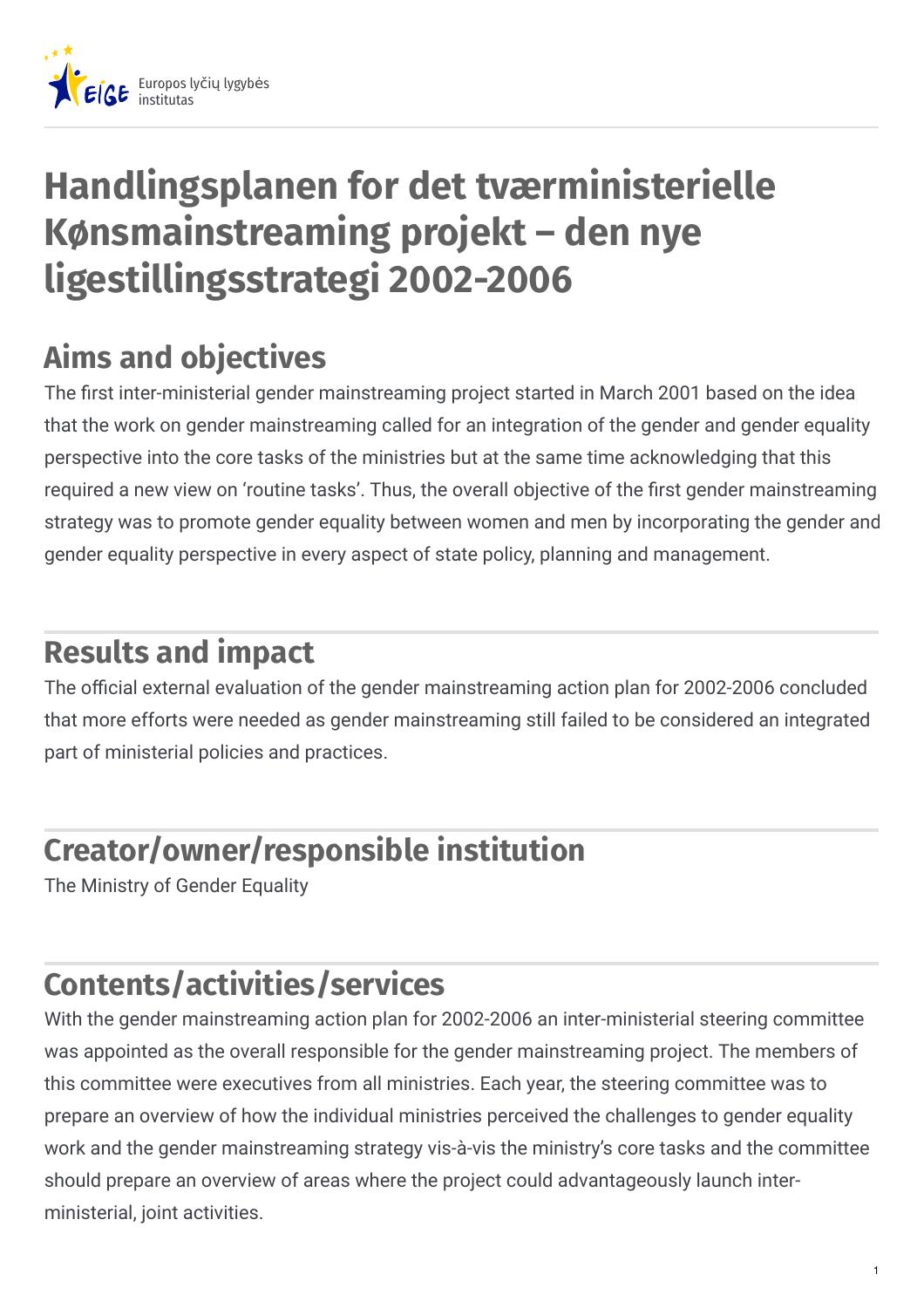# Handlingsplanen for det tværministerielle Kønsmainstreaming projekt – den nye ligestillingsstrategi 2002-2006

## Aims and objectives

The first inter-ministerial gender mainstreaming project started in March 2001 based on the idea that the work on gender mainstreaming called for an integration of the gender and gender equality perspective into the core tasks of the ministries but at the same time acknowledging that this required a new view on 'routine tasks'. Thus, the overall objective of the first gender mainstreaming strategy was to promote gender equality between women and men by incorporating the gender and gender equality perspective in every aspect of state policy, planning and management.

## Results and impact

The official external evaluation of the gender mainstreaming action plan for 2002-2006 concluded that more efforts were needed as gender mainstreaming still failed to be considered an integrated part of ministerial policies and practices.

## Creator/owner/responsible institution

The Ministry of Gender Equality

## Contents/activities/services

With the gender mainstreaming action plan for 2002-2006 an inter-ministerial steering committee was appointed as the overall responsible for the gender mainstreaming project. The members of this committee were executives from all ministries. Each year, the steering committee was to prepare an overview of how the individual ministries perceived the challenges to gender equality work and the gender mainstreaming strategy vis-à-vis the ministry's core tasks and the committee should prepare an overview of areas where the project could advantageously launch inter-ministerial, joint activities.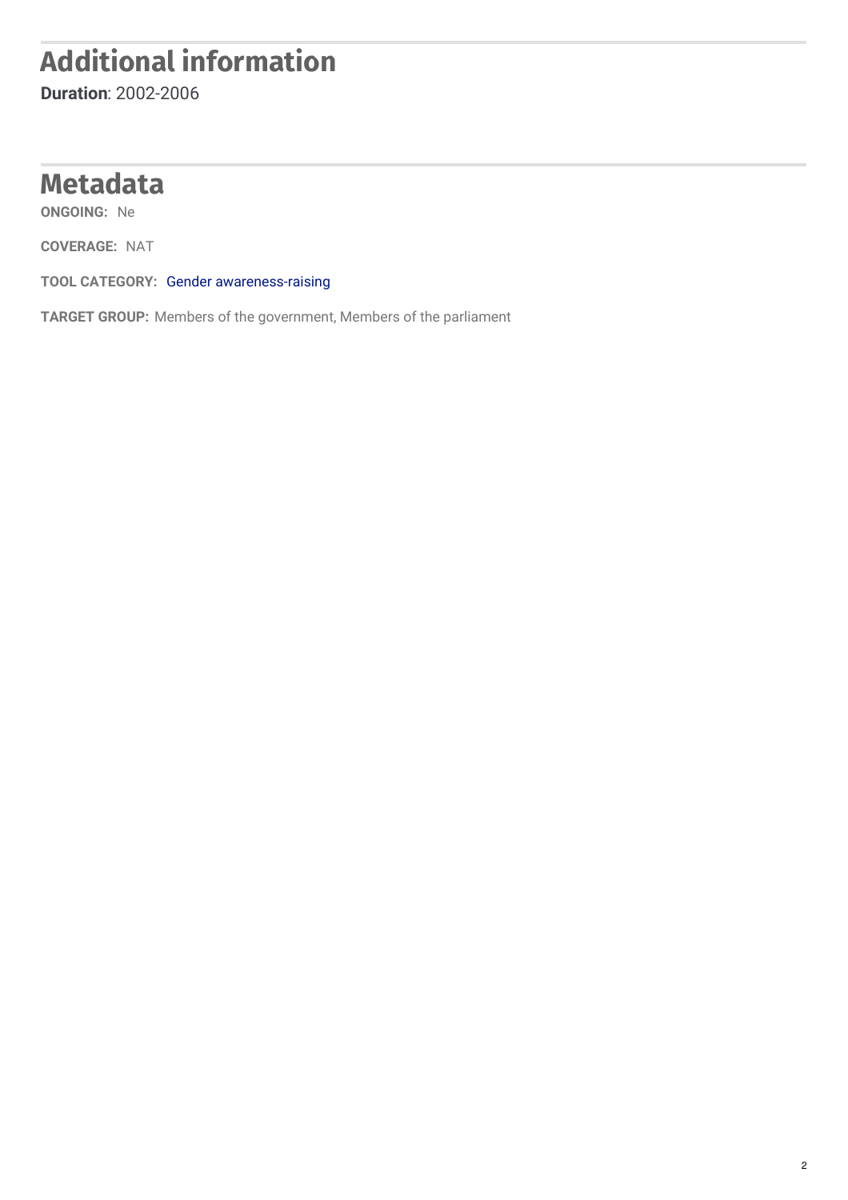# Additional information

**Duration**: 2002-2006

# Metadata

**ONGOING:** Ne

**COVERAGE:** NAT

**TOOL CATEGORY:** Gender awareness-raising

**TARGET GROUP:** Members of the government, Members of the parliament